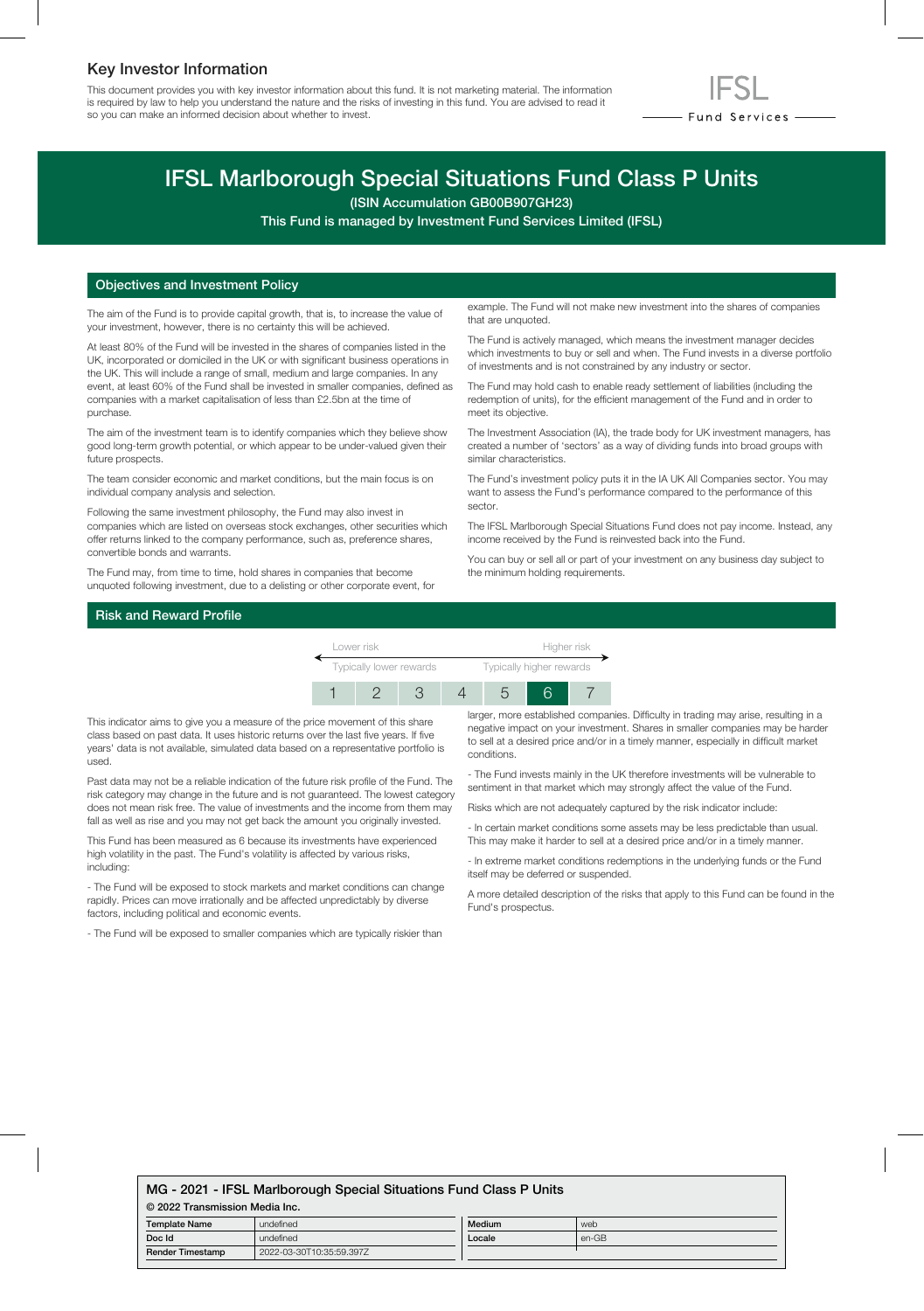## Key Investor Information

This document provides you with key investor information about this fund. It is not marketing material. The information is required by law to help you understand the nature and the risks of investing in this fund. You are advised to read it so you can make an informed decision about whether to invest.

IFSL
Fund Services

# IFSL Marlborough Special Situations Fund Class P Units

**(ISIN Accumulation GB00B907GH23)**

**This Fund is managed by Investment Fund Services Limited (IFSL)**

## Objectives and Investment Policy

The aim of the Fund is to provide capital growth, that is, to increase the value of your investment, however, there is no certainty this will be achieved.

At least 80% of the Fund will be invested in the shares of companies listed in the UK, incorporated or domiciled in the UK or with significant business operations in the UK. This will include a range of small, medium and large companies. In any event, at least 60% of the Fund shall be invested in smaller companies, defined as companies with a market capitalisation of less than £2.5bn at the time of purchase.

The aim of the investment team is to identify companies which they believe show good long-term growth potential, or which appear to be under-valued given their future prospects.

The team consider economic and market conditions, but the main focus is on individual company analysis and selection.

Following the same investment philosophy, the Fund may also invest in companies which are listed on overseas stock exchanges, other securities which offer returns linked to the company performance, such as, preference shares, convertible bonds and warrants.

The Fund may, from time to time, hold shares in companies that become unquoted following investment, due to a delisting or other corporate event, for example. The Fund will not make new investment into the shares of companies that are unquoted.

The Fund is actively managed, which means the investment manager decides which investments to buy or sell and when. The Fund invests in a diverse portfolio of investments and is not constrained by any industry or sector.

The Fund may hold cash to enable ready settlement of liabilities (including the redemption of units), for the efficient management of the Fund and in order to meet its objective.

The Investment Association (IA), the trade body for UK investment managers, has created a number of 'sectors' as a way of dividing funds into broad groups with similar characteristics.

The Fund's investment policy puts it in the IA UK All Companies sector. You may want to assess the Fund's performance compared to the performance of this sector.

The IFSL Marlborough Special Situations Fund does not pay income. Instead, any income received by the Fund is reinvested back into the Fund.

You can buy or sell all or part of your investment on any business day subject to the minimum holding requirements.

## Risk and Reward Profile

Lower risk — Higher risk

Typically lower rewards — Typically higher rewards

1 2 3 4 5 **6** 7

This indicator aims to give you a measure of the price movement of this share class based on past data. It uses historic returns over the last five years. If five years' data is not available, simulated data based on a representative portfolio is used.

Past data may not be a reliable indication of the future risk profile of the Fund. The risk category may change in the future and is not guaranteed. The lowest category does not mean risk free. The value of investments and the income from them may fall as well as rise and you may not get back the amount you originally invested.

This Fund has been measured as 6 because its investments have experienced high volatility in the past. The Fund's volatility is affected by various risks, including:

- The Fund will be exposed to stock markets and market conditions can change rapidly. Prices can move irrationally and be affected unpredictably by diverse factors, including political and economic events.

- The Fund will be exposed to smaller companies which are typically riskier than larger, more established companies. Difficulty in trading may arise, resulting in a negative impact on your investment. Shares in smaller companies may be harder to sell at a desired price and/or in a timely manner, especially in difficult market conditions.

- The Fund invests mainly in the UK therefore investments will be vulnerable to sentiment in that market which may strongly affect the value of the Fund.

Risks which are not adequately captured by the risk indicator include:

- In certain market conditions some assets may be less predictable than usual. This may make it harder to sell at a desired price and/or in a timely manner.

- In extreme market conditions redemptions in the underlying funds or the Fund itself may be deferred or suspended.

A more detailed description of the risks that apply to this Fund can be found in the Fund's prospectus.

**MG - 2021 - IFSL Marlborough Special Situations Fund Class P Units**

**© 2022 Transmission Media Inc.**

| | | | |
|---|---|---|---|
| **Template Name** | undefined | **Medium** | web |
| **Doc Id** | undefined | **Locale** | en-GB |
| **Render Timestamp** | 2022-03-30T10:35:59.397Z | | |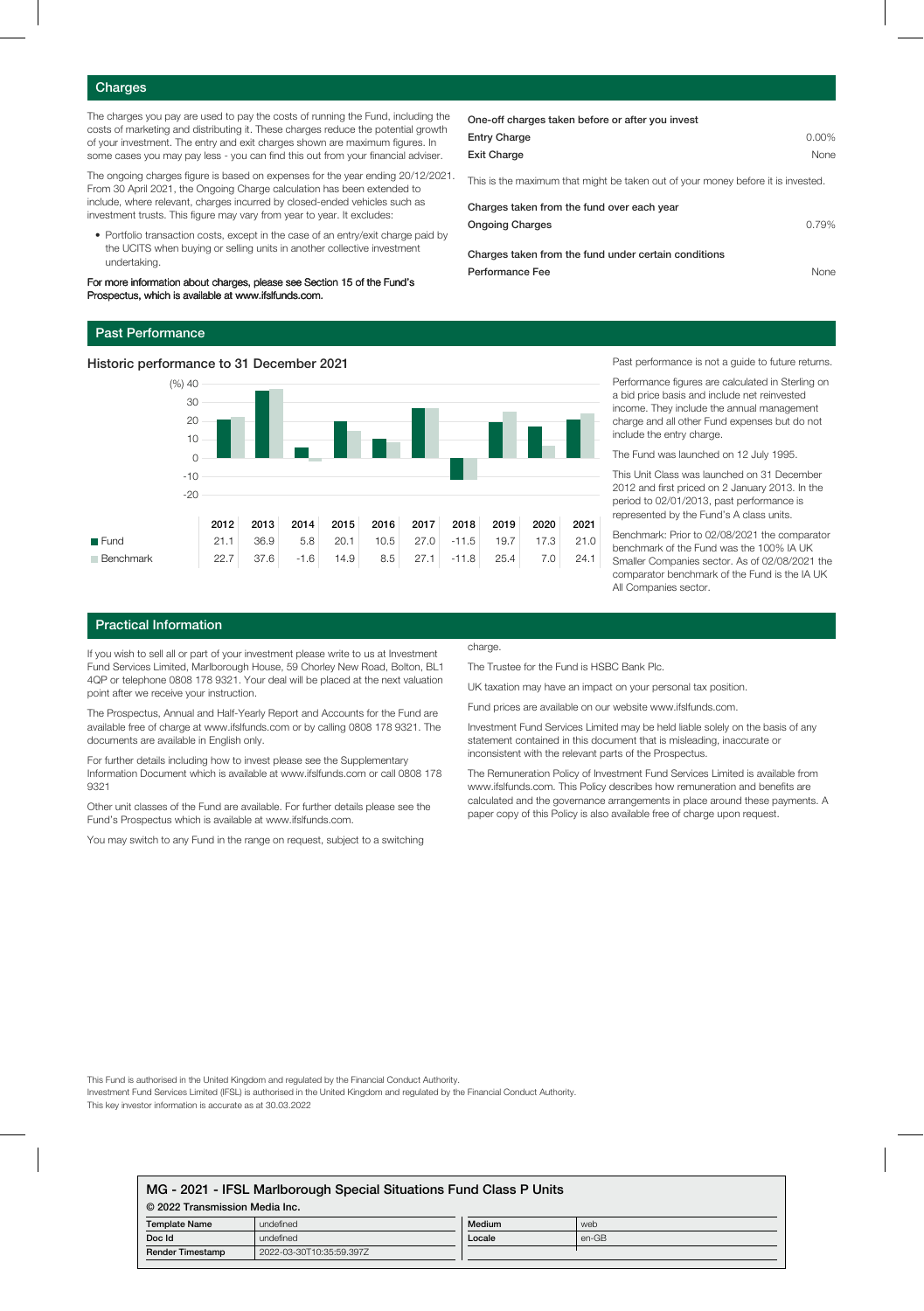## Charges

The charges you pay are used to pay the costs of running the Fund, including the costs of marketing and distributing it. These charges reduce the potential growth of your investment. The entry and exit charges shown are maximum figures. In some cases you may pay less - you can find this out from your financial adviser.

The ongoing charges figure is based on expenses for the year ending 20/12/2021. From 30 April 2021, the Ongoing Charge calculation has been extended to include, where relevant, charges incurred by closed-ended vehicles such as investment trusts. This figure may vary from year to year. It excludes:

- Portfolio transaction costs, except in the case of an entry/exit charge paid by the UCITS when buying or selling units in another collective investment undertaking.

**For more information about charges, please see Section 15 of the Fund's Prospectus, which is available at www.ifslfunds.com.**

| | |
|---|---|
| **One-off charges taken before or after you invest** | |
| **Entry Charge** | 0.00% |
| **Exit Charge** | None |
| This is the maximum that might be taken out of your money before it is invested. | |
| **Charges taken from the fund over each year** | |
| **Ongoing Charges** | 0.79% |
| **Charges taken from the fund under certain conditions** | |
| **Performance Fee** | None |

## Past Performance

### Historic performance to 31 December 2021

(%) 40
30
20
10
0
-10
-20

| | 2012 | 2013 | 2014 | 2015 | 2016 | 2017 | 2018 | 2019 | 2020 | 2021 |
|---|---|---|---|---|---|---|---|---|---|---|
| Fund | 21.1 | 36.9 | 5.8 | 20.1 | 10.5 | 27.0 | -11.5 | 19.7 | 17.3 | 21.0 |
| Benchmark | 22.7 | 37.6 | -1.6 | 14.9 | 8.5 | 27.1 | -11.8 | 25.4 | 7.0 | 24.1 |

Past performance is not a guide to future returns.

Performance figures are calculated in Sterling on a bid price basis and include net reinvested income. They include the annual management charge and all other Fund expenses but do not include the entry charge.

The Fund was launched on 12 July 1995.

This Unit Class was launched on 31 December 2012 and first priced on 2 January 2013. In the period to 02/01/2013, past performance is represented by the Fund's A class units.

Benchmark: Prior to 02/08/2021 the comparator benchmark of the Fund was the 100% IA UK Smaller Companies sector. As of 02/08/2021 the comparator benchmark of the Fund is the IA UK All Companies sector.

## Practical Information

If you wish to sell all or part of your investment please write to us at Investment Fund Services Limited, Marlborough House, 59 Chorley New Road, Bolton, BL1 4QP or telephone 0808 178 9321. Your deal will be placed at the next valuation point after we receive your instruction.

The Prospectus, Annual and Half-Yearly Report and Accounts for the Fund are available free of charge at www.ifslfunds.com or by calling 0808 178 9321. The documents are available in English only.

For further details including how to invest please see the Supplementary Information Document which is available at www.ifslfunds.com or call 0808 178 9321

Other unit classes of the Fund are available. For further details please see the Fund's Prospectus which is available at www.ifslfunds.com.

You may switch to any Fund in the range on request, subject to a switching charge.

The Trustee for the Fund is HSBC Bank Plc.

UK taxation may have an impact on your personal tax position.

Fund prices are available on our website www.ifslfunds.com.

Investment Fund Services Limited may be held liable solely on the basis of any statement contained in this document that is misleading, inaccurate or inconsistent with the relevant parts of the Prospectus.

The Remuneration Policy of Investment Fund Services Limited is available from www.ifslfunds.com. This Policy describes how remuneration and benefits are calculated and the governance arrangements in place around these payments. A paper copy of this Policy is also available free of charge upon request.

This Fund is authorised in the United Kingdom and regulated by the Financial Conduct Authority.
Investment Fund Services Limited (IFSL) is authorised in the United Kingdom and regulated by the Financial Conduct Authority.
This key investor information is accurate as at 30.03.2022

**MG - 2021 - IFSL Marlborough Special Situations Fund Class P Units**
**© 2022 Transmission Media Inc.**

| | | | |
|---|---|---|---|
| **Template Name** | undefined | **Medium** | web |
| **Doc Id** | undefined | **Locale** | en-GB |
| **Render Timestamp** | 2022-03-30T10:35:59.397Z | | |